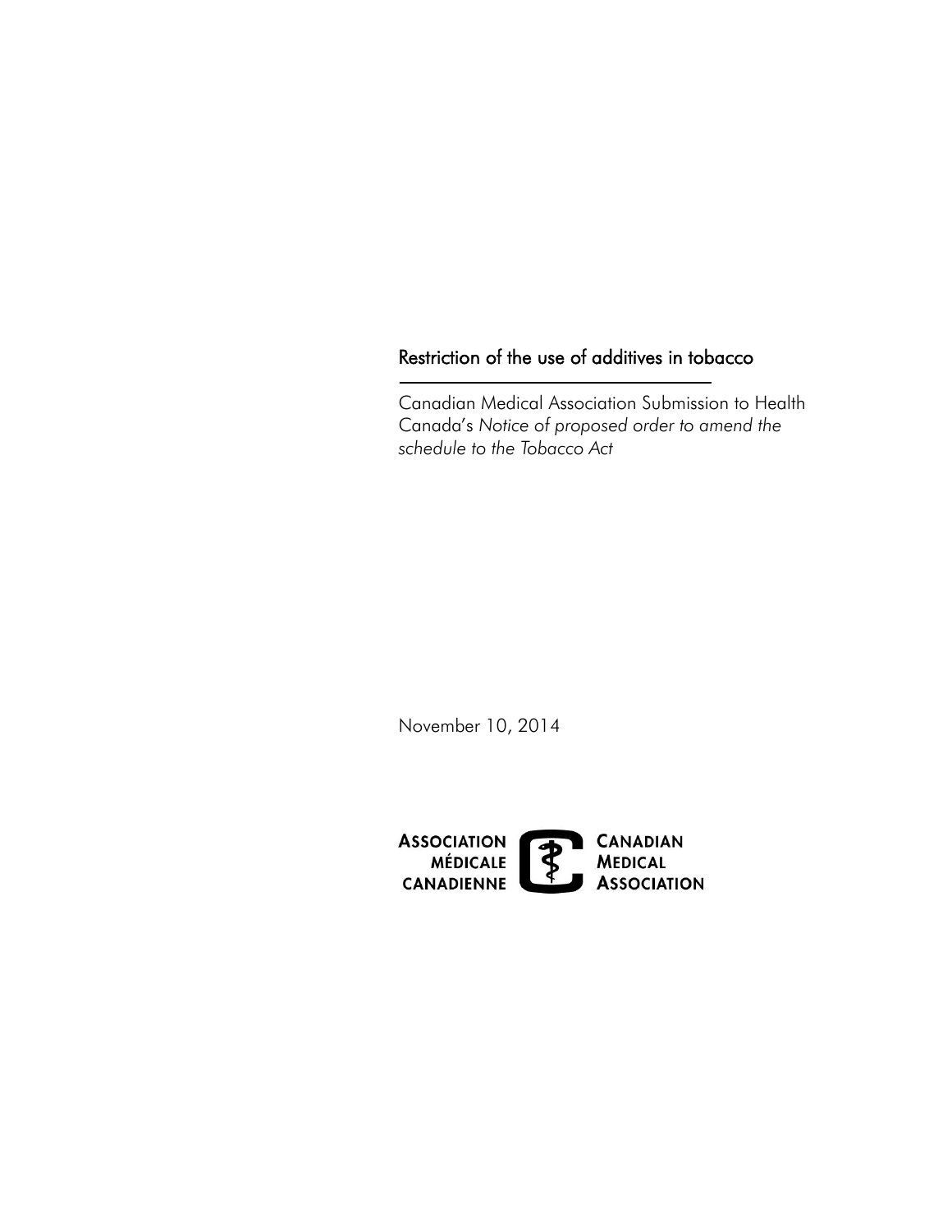# Restriction of the use of additives in tobacco

Canadian Medical Association Submission to Health Canada's *Notice of proposed order to amend the schedule to the Tobacco Act*

November 10, 2014

ASSOCIATION MÉDICALE CANADIENNE

CANADIAN MEDICAL ASSOCIATION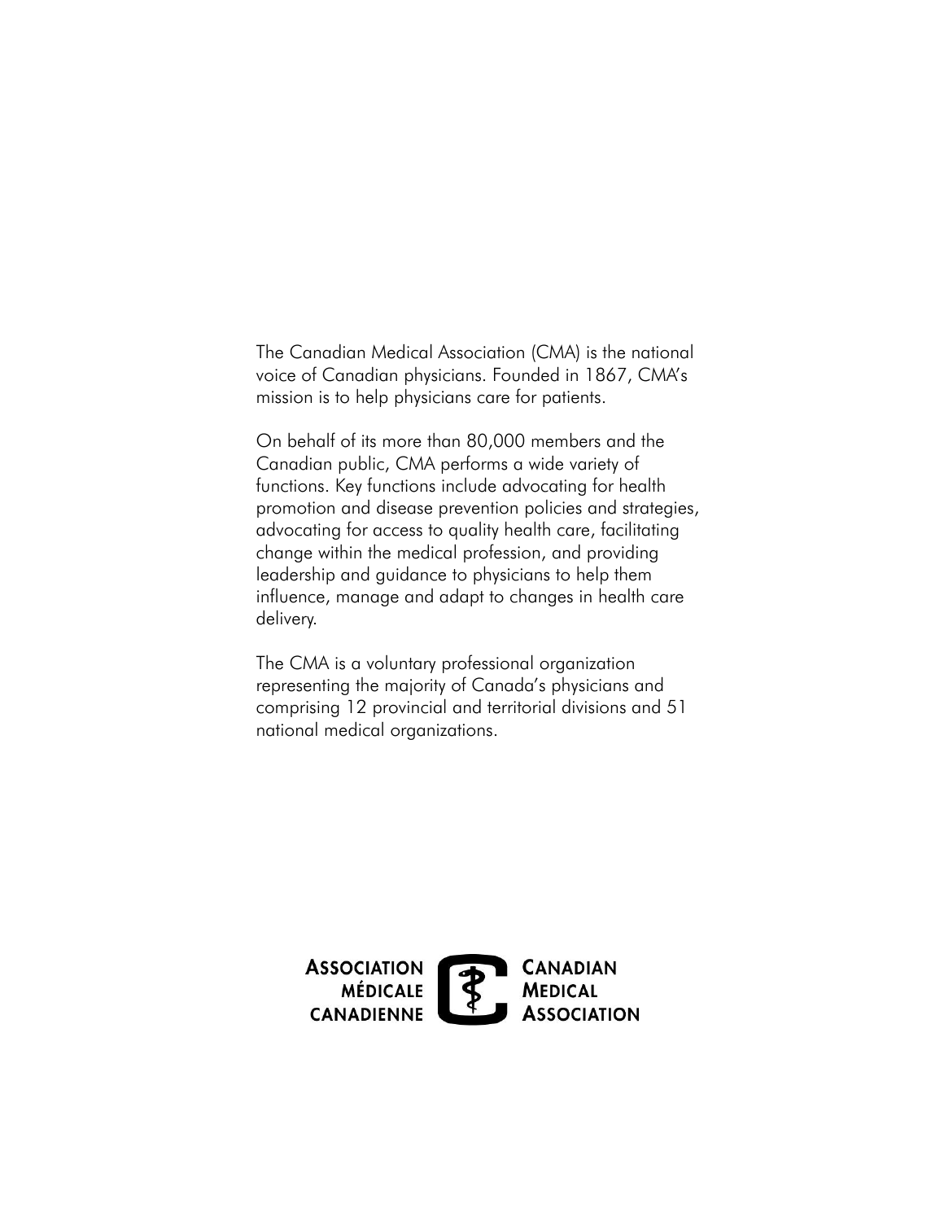The Canadian Medical Association (CMA) is the national voice of Canadian physicians. Founded in 1867, CMA's mission is to help physicians care for patients.

On behalf of its more than 80,000 members and the Canadian public, CMA performs a wide variety of functions. Key functions include advocating for health promotion and disease prevention policies and strategies, advocating for access to quality health care, facilitating change within the medical profession, and providing leadership and guidance to physicians to help them influence, manage and adapt to changes in health care delivery.

The CMA is a voluntary professional organization representing the majority of Canada's physicians and comprising 12 provincial and territorial divisions and 51 national medical organizations.

ASSOCIATION MÉDICALE CANADIENNE

CANADIAN MEDICAL ASSOCIATION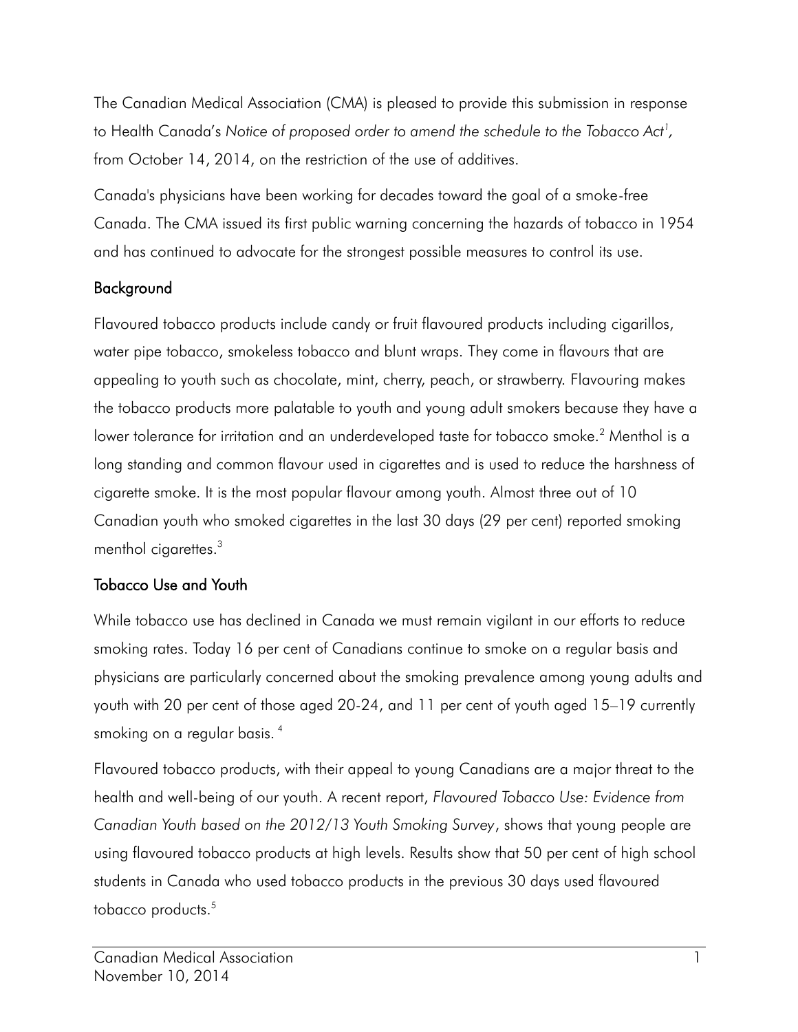The Canadian Medical Association (CMA) is pleased to provide this submission in response to Health Canada's *Notice of proposed order to amend the schedule to the Tobacco Act*[1], from October 14, 2014, on the restriction of the use of additives.

Canada's physicians have been working for decades toward the goal of a smoke-free Canada. The CMA issued its first public warning concerning the hazards of tobacco in 1954 and has continued to advocate for the strongest possible measures to control its use.

## Background

Flavoured tobacco products include candy or fruit flavoured products including cigarillos, water pipe tobacco, smokeless tobacco and blunt wraps. They come in flavours that are appealing to youth such as chocolate, mint, cherry, peach, or strawberry. Flavouring makes the tobacco products more palatable to youth and young adult smokers because they have a lower tolerance for irritation and an underdeveloped taste for tobacco smoke.[2] Menthol is a long standing and common flavour used in cigarettes and is used to reduce the harshness of cigarette smoke. It is the most popular flavour among youth. Almost three out of 10 Canadian youth who smoked cigarettes in the last 30 days (29 per cent) reported smoking menthol cigarettes.[3]

## Tobacco Use and Youth

While tobacco use has declined in Canada we must remain vigilant in our efforts to reduce smoking rates. Today 16 per cent of Canadians continue to smoke on a regular basis and physicians are particularly concerned about the smoking prevalence among young adults and youth with 20 per cent of those aged 20-24, and 11 per cent of youth aged 15–19 currently smoking on a regular basis.[4]

Flavoured tobacco products, with their appeal to young Canadians are a major threat to the health and well-being of our youth. A recent report, *Flavoured Tobacco Use: Evidence from Canadian Youth based on the 2012/13 Youth Smoking Survey*, shows that young people are using flavoured tobacco products at high levels. Results show that 50 per cent of high school students in Canada who used tobacco products in the previous 30 days used flavoured tobacco products.[5]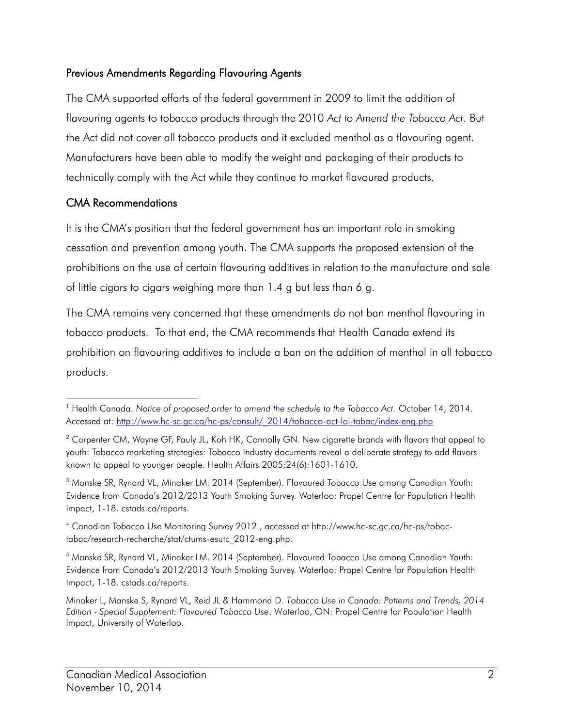## Previous Amendments Regarding Flavouring Agents

The CMA supported efforts of the federal government in 2009 to limit the addition of flavouring agents to tobacco products through the 2010 *Act to Amend the Tobacco Act*. But the Act did not cover all tobacco products and it excluded menthol as a flavouring agent. Manufacturers have been able to modify the weight and packaging of their products to technically comply with the Act while they continue to market flavoured products.

## CMA Recommendations

It is the CMA's position that the federal government has an important role in smoking cessation and prevention among youth. The CMA supports the proposed extension of the prohibitions on the use of certain flavouring additives in relation to the manufacture and sale of little cigars to cigars weighing more than 1.4 g but less than 6 g.

The CMA remains very concerned that these amendments do not ban menthol flavouring in tobacco products. To that end, the CMA recommends that Health Canada extend its prohibition on flavouring additives to include a ban on the addition of menthol in all tobacco products.

---

[1] Health Canada. *Notice of proposed order to amend the schedule to the Tobacco Act.* October 14, 2014. Accessed at: http://www.hc-sc.gc.ca/hc-ps/consult/_2014/tobacco-act-loi-tabac/index-eng.php

[2] Carpenter CM, Wayne GF, Pauly JL, Koh HK, Connolly GN. New cigarette brands with flavors that appeal to youth: Tobacco marketing strategies: Tobacco industry documents reveal a deliberate strategy to add flavors known to appeal to younger people. Health Affairs 2005;24(6):1601-1610.

[3] Manske SR, Rynard VL, Minaker LM. 2014 (September). Flavoured Tobacco Use among Canadian Youth: Evidence from Canada's 2012/2013 Youth Smoking Survey. Waterloo: Propel Centre for Population Health Impact, 1-18. cstads.ca/reports.

[4] Canadian Tobacco Use Monitoring Survey 2012 , accessed at http://www.hc-sc.gc.ca/hc-ps/tobac-tabac/research-recherche/stat/ctums-esutc_2012-eng.php.

[5] Manske SR, Rynard VL, Minaker LM. 2014 (September). Flavoured Tobacco Use among Canadian Youth: Evidence from Canada's 2012/2013 Youth Smoking Survey. Waterloo: Propel Centre for Population Health Impact, 1-18. cstads.ca/reports.

Minaker L, Manske S, Rynard VL, Reid JL & Hammond D. *Tobacco Use in Canada: Patterns and Trends, 2014 Edition - Special Supplement: Flavoured Tobacco Use*. Waterloo, ON: Propel Centre for Population Health Impact, University of Waterloo.